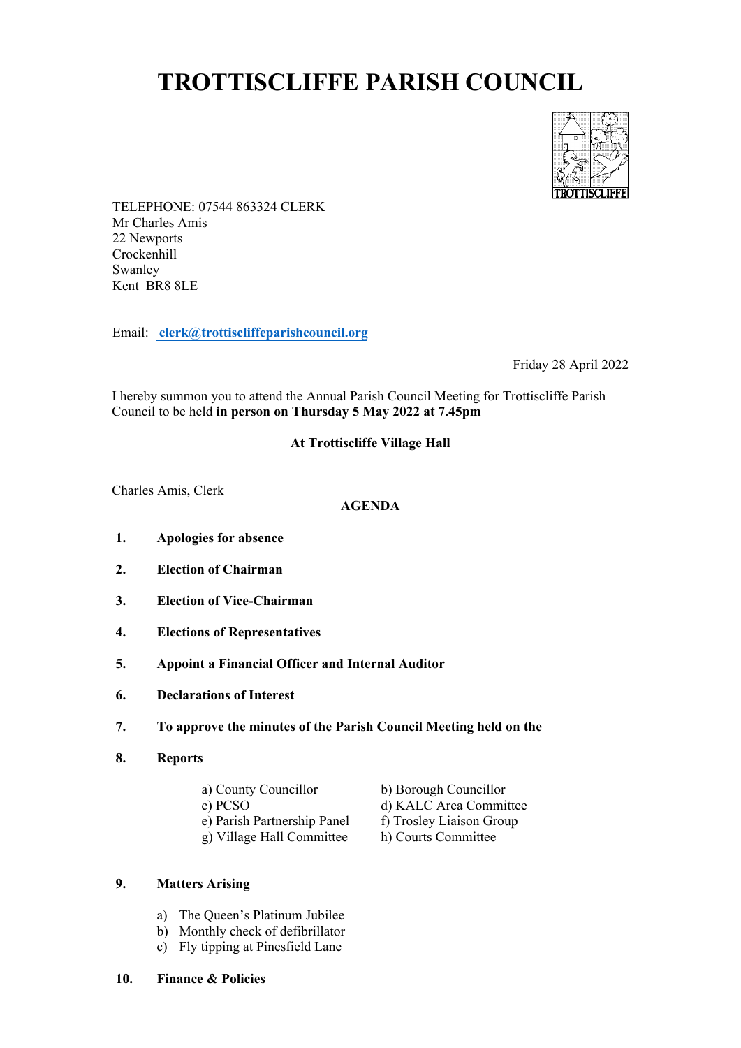# TROTTISCLIFFE PARISH COUNCIL

TELEPHONE: 07544 863324 CLERK
Mr Charles Amis
22 Newports
Crockenhill
Swanley
Kent BR8 8LE

Email: clerk@trottiscliffeparishcouncil.org

Friday 28 April 2022

I hereby summon you to attend the Annual Parish Council Meeting for Trottiscliffe Parish Council to be held **in person on Thursday 5 May 2022 at 7.45pm**

**At Trottiscliffe Village Hall**

Charles Amis, Clerk

**AGENDA**

1. **Apologies for absence**
2. **Election of Chairman**
3. **Election of Vice-Chairman**
4. **Elections of Representatives**
5. **Appoint a Financial Officer and Internal Auditor**
6. **Declarations of Interest**
7. **To approve the minutes of the Parish Council Meeting held on the**
8. **Reports**

   a) County Councillor
   b) Borough Councillor
   c) PCSO
   d) KALC Area Committee
   e) Parish Partnership Panel
   f) Trosley Liaison Group
   g) Village Hall Committee
   h) Courts Committee

9. **Matters Arising**

   a) The Queen's Platinum Jubilee
   b) Monthly check of defibrillator
   c) Fly tipping at Pinesfield Lane

10. **Finance & Policies**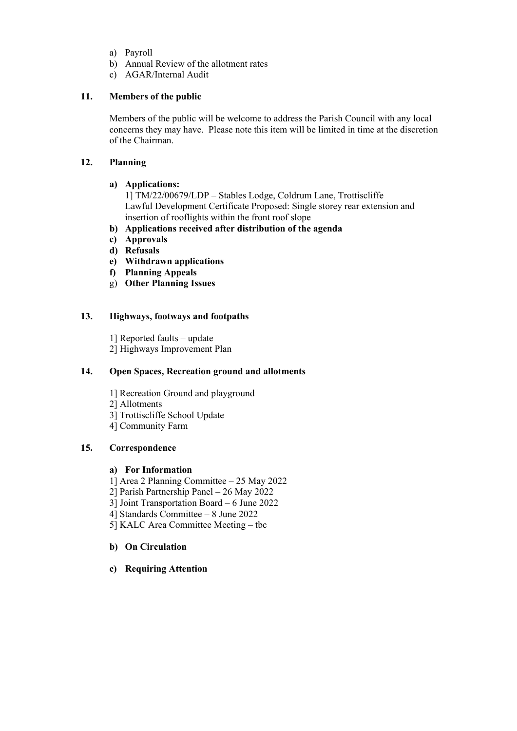a) Payroll
b) Annual Review of the allotment rates
c) AGAR/Internal Audit

**11. Members of the public**

Members of the public will be welcome to address the Parish Council with any local concerns they may have. Please note this item will be limited in time at the discretion of the Chairman.

**12. Planning**

**a) Applications:**
1] TM/22/00679/LDP – Stables Lodge, Coldrum Lane, Trottiscliffe
Lawful Development Certificate Proposed: Single storey rear extension and insertion of rooflights within the front roof slope

**b) Applications received after distribution of the agenda**

**c) Approvals**

**d) Refusals**

**e) Withdrawn applications**

**f) Planning Appeals**

g) **Other Planning Issues**

**13. Highways, footways and footpaths**

1] Reported faults – update
2] Highways Improvement Plan

**14. Open Spaces, Recreation ground and allotments**

1] Recreation Ground and playground
2] Allotments
3] Trottiscliffe School Update
4] Community Farm

**15. Correspondence**

**a) For Information**
1] Area 2 Planning Committee – 25 May 2022
2] Parish Partnership Panel – 26 May 2022
3] Joint Transportation Board – 6 June 2022
4] Standards Committee – 8 June 2022
5] KALC Area Committee Meeting – tbc

**b) On Circulation**

**c) Requiring Attention**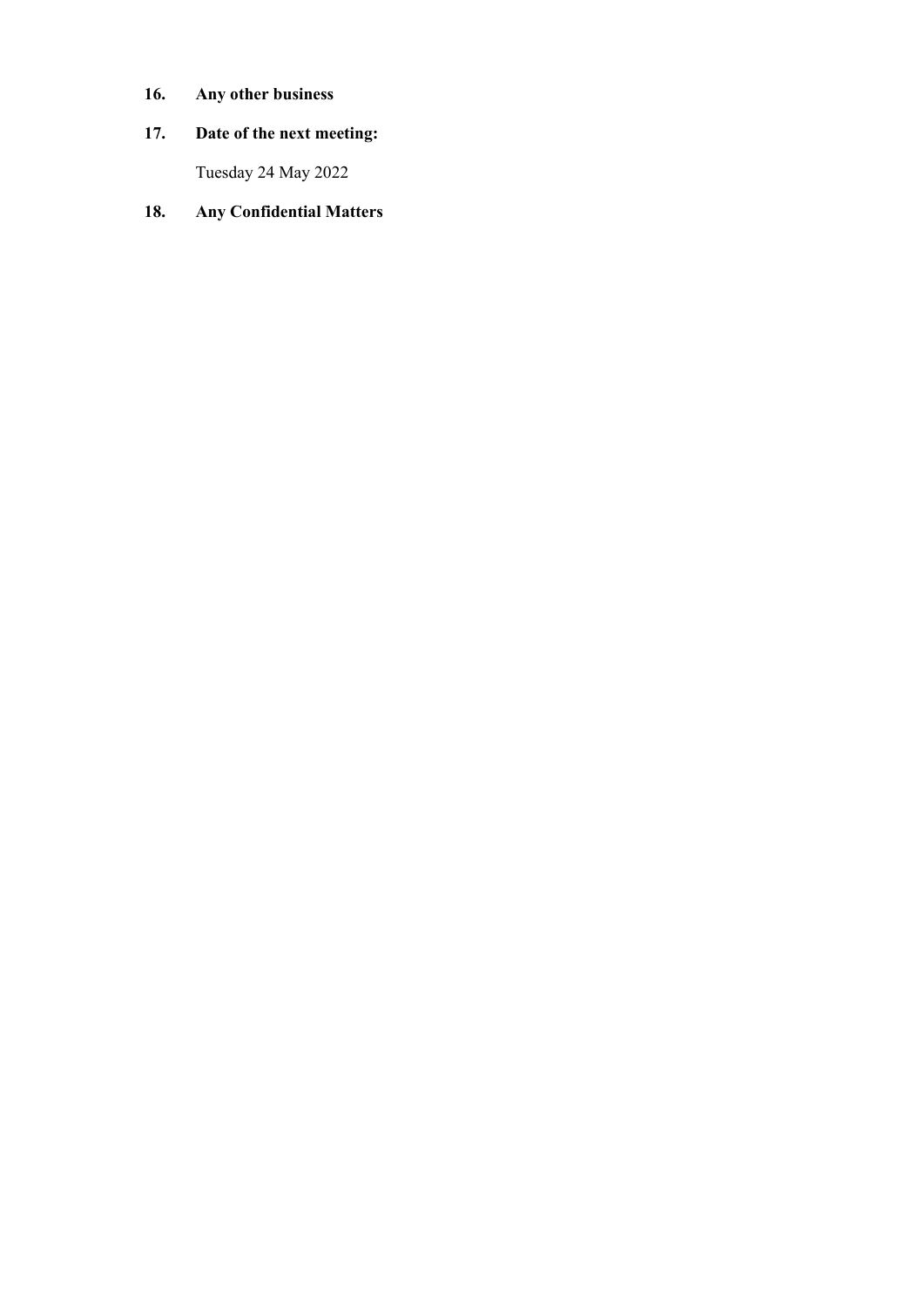**16. Any other business**

**17. Date of the next meeting:**

Tuesday 24 May 2022

**18. Any Confidential Matters**